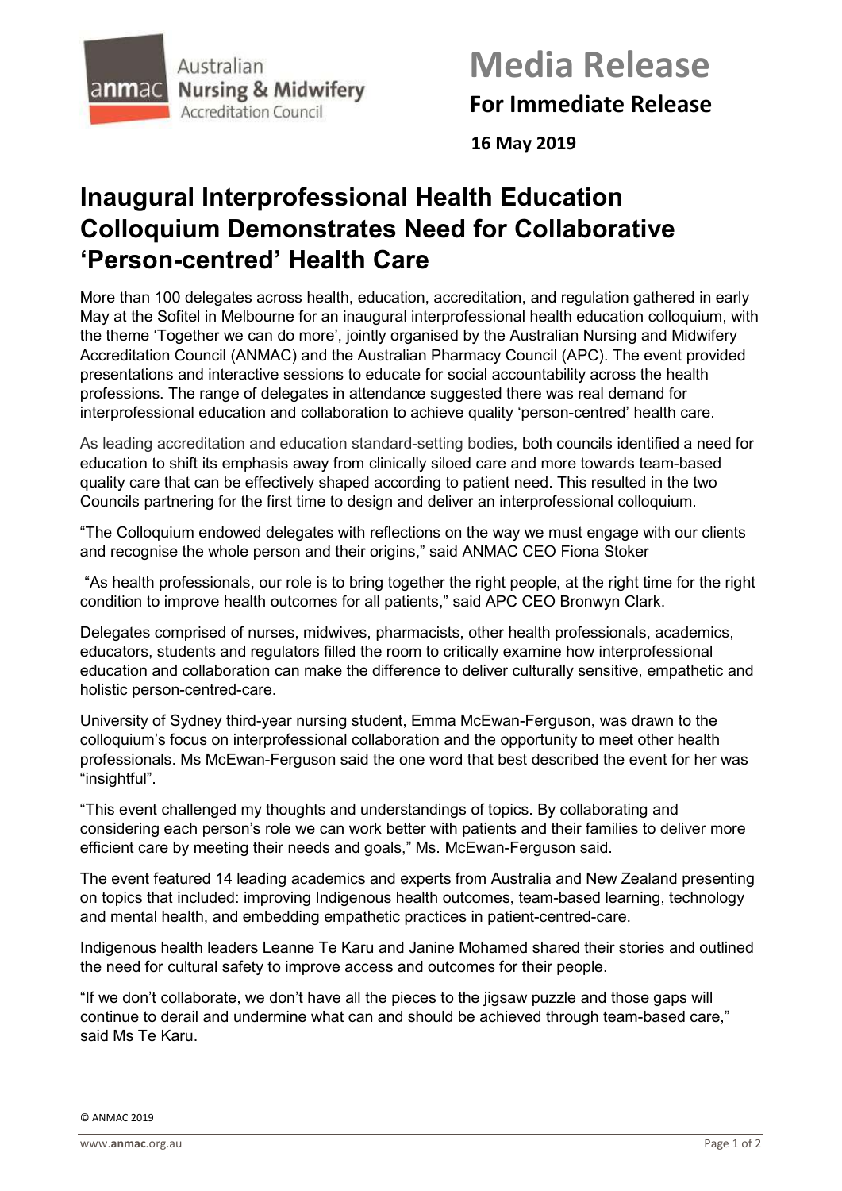Australian **Nursing & Midwifery** Accreditation Council

# Media Release

**For Immediate Release**

**16 May 2019**

## Inaugural Interprofessional Health Education Colloquium Demonstrates Need for Collaborative 'Person-centred' Health Care

More than 100 delegates across health, education, accreditation, and regulation gathered in early May at the Sofitel in Melbourne for an inaugural interprofessional health education colloquium, with the theme 'Together we can do more', jointly organised by the Australian Nursing and Midwifery Accreditation Council (ANMAC) and the Australian Pharmacy Council (APC). The event provided presentations and interactive sessions to educate for social accountability across the health professions. The range of delegates in attendance suggested there was real demand for interprofessional education and collaboration to achieve quality 'person-centred' health care.

As leading accreditation and education standard-setting bodies, both councils identified a need for education to shift its emphasis away from clinically siloed care and more towards team-based quality care that can be effectively shaped according to patient need. This resulted in the two Councils partnering for the first time to design and deliver an interprofessional colloquium.

"The Colloquium endowed delegates with reflections on the way we must engage with our clients and recognise the whole person and their origins," said ANMAC CEO Fiona Stoker

"As health professionals, our role is to bring together the right people, at the right time for the right condition to improve health outcomes for all patients," said APC CEO Bronwyn Clark.

Delegates comprised of nurses, midwives, pharmacists, other health professionals, academics, educators, students and regulators filled the room to critically examine how interprofessional education and collaboration can make the difference to deliver culturally sensitive, empathetic and holistic person-centred-care.

University of Sydney third-year nursing student, Emma McEwan-Ferguson, was drawn to the colloquium's focus on interprofessional collaboration and the opportunity to meet other health professionals. Ms McEwan-Ferguson said the one word that best described the event for her was "insightful".

"This event challenged my thoughts and understandings of topics. By collaborating and considering each person's role we can work better with patients and their families to deliver more efficient care by meeting their needs and goals," Ms. McEwan-Ferguson said.

The event featured 14 leading academics and experts from Australia and New Zealand presenting on topics that included: improving Indigenous health outcomes, team-based learning, technology and mental health, and embedding empathetic practices in patient-centred-care.

Indigenous health leaders Leanne Te Karu and Janine Mohamed shared their stories and outlined the need for cultural safety to improve access and outcomes for their people.

"If we don't collaborate, we don't have all the pieces to the jigsaw puzzle and those gaps will continue to derail and undermine what can and should be achieved through team-based care," said Ms Te Karu.

© ANMAC 2019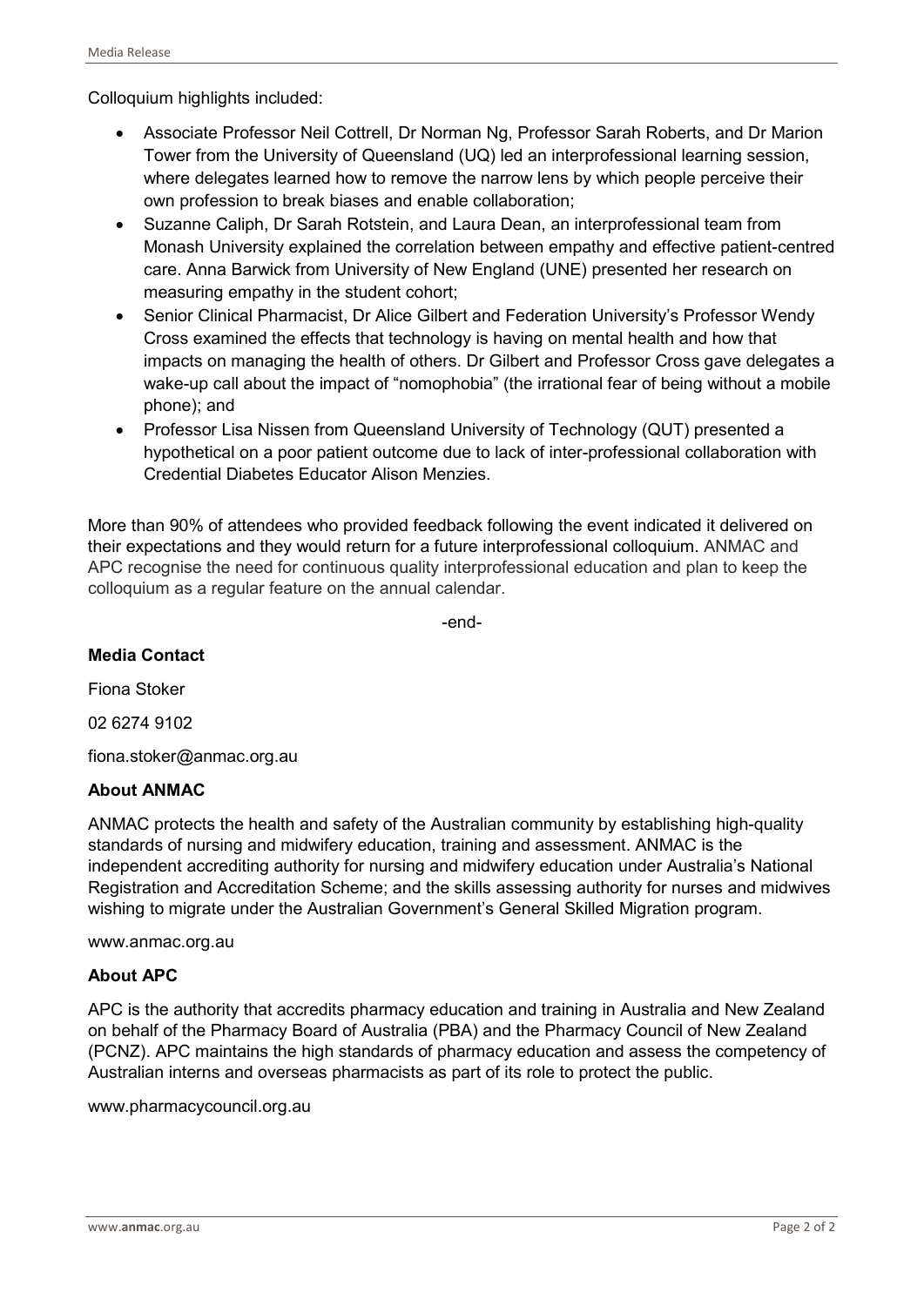Colloquium highlights included:

- Associate Professor Neil Cottrell, Dr Norman Ng, Professor Sarah Roberts, and Dr Marion Tower from the University of Queensland (UQ) led an interprofessional learning session, where delegates learned how to remove the narrow lens by which people perceive their own profession to break biases and enable collaboration;
- Suzanne Caliph, Dr Sarah Rotstein, and Laura Dean, an interprofessional team from Monash University explained the correlation between empathy and effective patient-centred care. Anna Barwick from University of New England (UNE) presented her research on measuring empathy in the student cohort;
- Senior Clinical Pharmacist, Dr Alice Gilbert and Federation University's Professor Wendy Cross examined the effects that technology is having on mental health and how that impacts on managing the health of others. Dr Gilbert and Professor Cross gave delegates a wake-up call about the impact of "nomophobia" (the irrational fear of being without a mobile phone); and
- Professor Lisa Nissen from Queensland University of Technology (QUT) presented a hypothetical on a poor patient outcome due to lack of inter-professional collaboration with Credential Diabetes Educator Alison Menzies.

More than 90% of attendees who provided feedback following the event indicated it delivered on their expectations and they would return for a future interprofessional colloquium. ANMAC and APC recognise the need for continuous quality interprofessional education and plan to keep the colloquium as a regular feature on the annual calendar.

-end-

**Media Contact**

Fiona Stoker

02 6274 9102

fiona.stoker@anmac.org.au

**About ANMAC**

ANMAC protects the health and safety of the Australian community by establishing high-quality standards of nursing and midwifery education, training and assessment. ANMAC is the independent accrediting authority for nursing and midwifery education under Australia's National Registration and Accreditation Scheme; and the skills assessing authority for nurses and midwives wishing to migrate under the Australian Government's General Skilled Migration program.

www.anmac.org.au

**About APC**

APC is the authority that accredits pharmacy education and training in Australia and New Zealand on behalf of the Pharmacy Board of Australia (PBA) and the Pharmacy Council of New Zealand (PCNZ). APC maintains the high standards of pharmacy education and assess the competency of Australian interns and overseas pharmacists as part of its role to protect the public.

www.pharmacycouncil.org.au